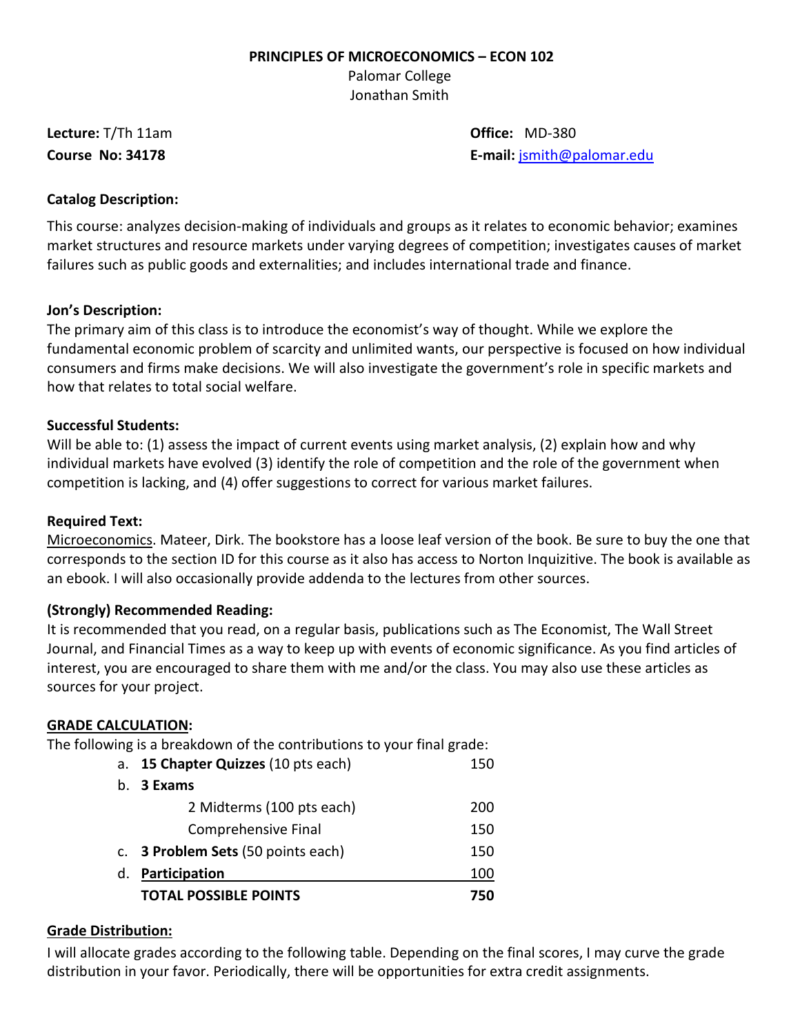# PRINCIPLES OF MICROECONOMICS – ECON 102

Palomar College
Jonathan Smith

**Lecture:** T/Th 11am
**Course No: 34178**

**Office:** MD-380
**E-mail:** jsmith@palomar.edu

**Catalog Description:**

This course: analyzes decision-making of individuals and groups as it relates to economic behavior; examines market structures and resource markets under varying degrees of competition; investigates causes of market failures such as public goods and externalities; and includes international trade and finance.

**Jon's Description:**
The primary aim of this class is to introduce the economist's way of thought. While we explore the fundamental economic problem of scarcity and unlimited wants, our perspective is focused on how individual consumers and firms make decisions. We will also investigate the government's role in specific markets and how that relates to total social welfare.

**Successful Students:**
Will be able to: (1) assess the impact of current events using market analysis, (2) explain how and why individual markets have evolved (3) identify the role of competition and the role of the government when competition is lacking, and (4) offer suggestions to correct for various market failures.

**Required Text:**
Microeconomics. Mateer, Dirk. The bookstore has a loose leaf version of the book. Be sure to buy the one that corresponds to the section ID for this course as it also has access to Norton Inquizitive. The book is available as an ebook. I will also occasionally provide addenda to the lectures from other sources.

**(Strongly) Recommended Reading:**
It is recommended that you read, on a regular basis, publications such as The Economist, The Wall Street Journal, and Financial Times as a way to keep up with events of economic significance. As you find articles of interest, you are encouraged to share them with me and/or the class. You may also use these articles as sources for your project.

**GRADE CALCULATION:**
The following is a breakdown of the contributions to your final grade:

| | | |
|---|---|---|
| a. | **15 Chapter Quizzes** (10 pts each) | 150 |
| b. | **3 Exams** | |
| | 2 Midterms (100 pts each) | 200 |
| | Comprehensive Final | 150 |
| c. | **3 Problem Sets** (50 points each) | 150 |
| d. | **Participation** | 100 |
| | **TOTAL POSSIBLE POINTS** | **750** |

**Grade Distribution:**
I will allocate grades according to the following table. Depending on the final scores, I may curve the grade distribution in your favor. Periodically, there will be opportunities for extra credit assignments.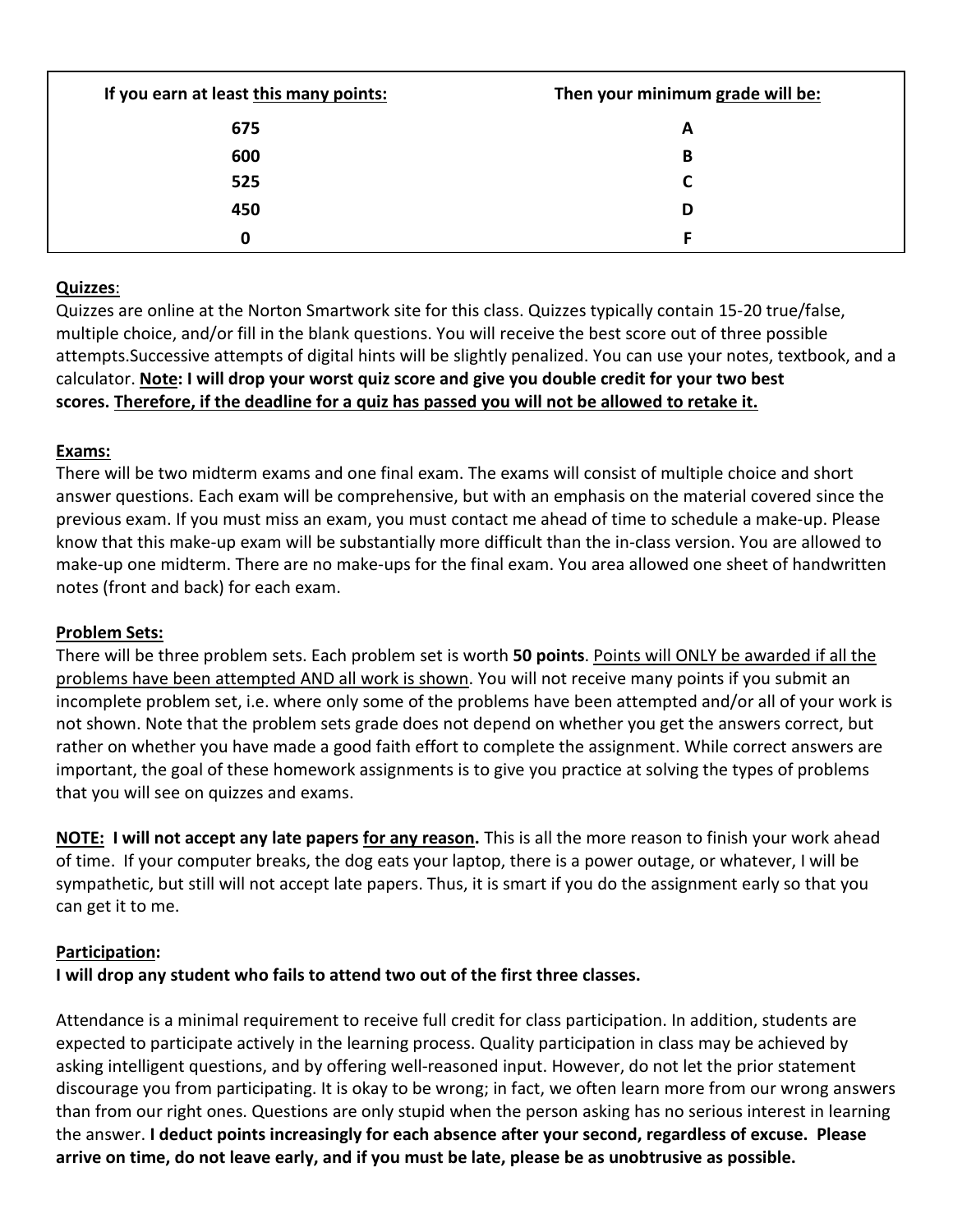| If you earn at least <u>this many points:</u> | Then your minimum <u>grade will be:</u> |
| --- | --- |
| 675 | A |
| 600 | B |
| 525 | C |
| 450 | D |
| 0 | F |

**Quizzes**:

Quizzes are online at the Norton Smartwork site for this class. Quizzes typically contain 15-20 true/false, multiple choice, and/or fill in the blank questions. You will receive the best score out of three possible attempts.Successive attempts of digital hints will be slightly penalized. You can use your notes, textbook, and a calculator. **Note: I will drop your worst quiz score and give you double credit for your two best scores. Therefore, if the deadline for a quiz has passed you will not be allowed to retake it.**

**Exams:**

There will be two midterm exams and one final exam. The exams will consist of multiple choice and short answer questions. Each exam will be comprehensive, but with an emphasis on the material covered since the previous exam. If you must miss an exam, you must contact me ahead of time to schedule a make-up. Please know that this make-up exam will be substantially more difficult than the in-class version. You are allowed to make-up one midterm. There are no make-ups for the final exam. You area allowed one sheet of handwritten notes (front and back) for each exam.

**Problem Sets:**

There will be three problem sets. Each problem set is worth **50 points**. <u>Points will ONLY be awarded if all the problems have been attempted AND all work is shown</u>. You will not receive many points if you submit an incomplete problem set, i.e. where only some of the problems have been attempted and/or all of your work is not shown. Note that the problem sets grade does not depend on whether you get the answers correct, but rather on whether you have made a good faith effort to complete the assignment. While correct answers are important, the goal of these homework assignments is to give you practice at solving the types of problems that you will see on quizzes and exams.

**NOTE: I will not accept any late papers <u>for any reason</u>.** This is all the more reason to finish your work ahead of time. If your computer breaks, the dog eats your laptop, there is a power outage, or whatever, I will be sympathetic, but still will not accept late papers. Thus, it is smart if you do the assignment early so that you can get it to me.

**Participation:**

**I will drop any student who fails to attend two out of the first three classes.**

Attendance is a minimal requirement to receive full credit for class participation. In addition, students are expected to participate actively in the learning process. Quality participation in class may be achieved by asking intelligent questions, and by offering well-reasoned input. However, do not let the prior statement discourage you from participating. It is okay to be wrong; in fact, we often learn more from our wrong answers than from our right ones. Questions are only stupid when the person asking has no serious interest in learning the answer. **I deduct points increasingly for each absence after your second, regardless of excuse. Please arrive on time, do not leave early, and if you must be late, please be as unobtrusive as possible.**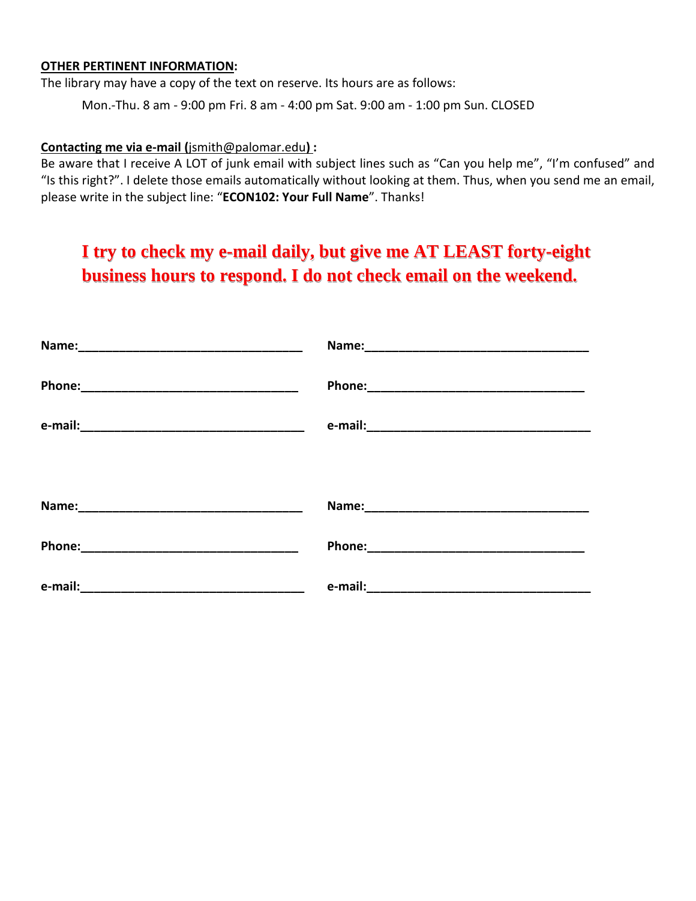**OTHER PERTINENT INFORMATION:**

The library may have a copy of the text on reserve. Its hours are as follows:

Mon.-Thu. 8 am - 9:00 pm Fri. 8 am - 4:00 pm Sat. 9:00 am - 1:00 pm Sun. CLOSED

**Contacting me via e-mail (**jsmith@palomar.edu**) :**

Be aware that I receive A LOT of junk email with subject lines such as “Can you help me”, “I’m confused” and “Is this right?”. I delete those emails automatically without looking at them. Thus, when you send me an email, please write in the subject line: “**ECON102: Your Full Name**”. Thanks!

**I try to check my e-mail daily, but give me AT LEAST forty-eight business hours to respond. I do not check email on the weekend.**

**Name:**_________________________________ **Name:**_________________________________

**Phone:**________________________________ **Phone:**________________________________

**e-mail:**_________________________________ **e-mail:**_________________________________

**Name:**_________________________________ **Name:**_________________________________

**Phone:**________________________________ **Phone:**________________________________

**e-mail:**_________________________________ **e-mail:**_________________________________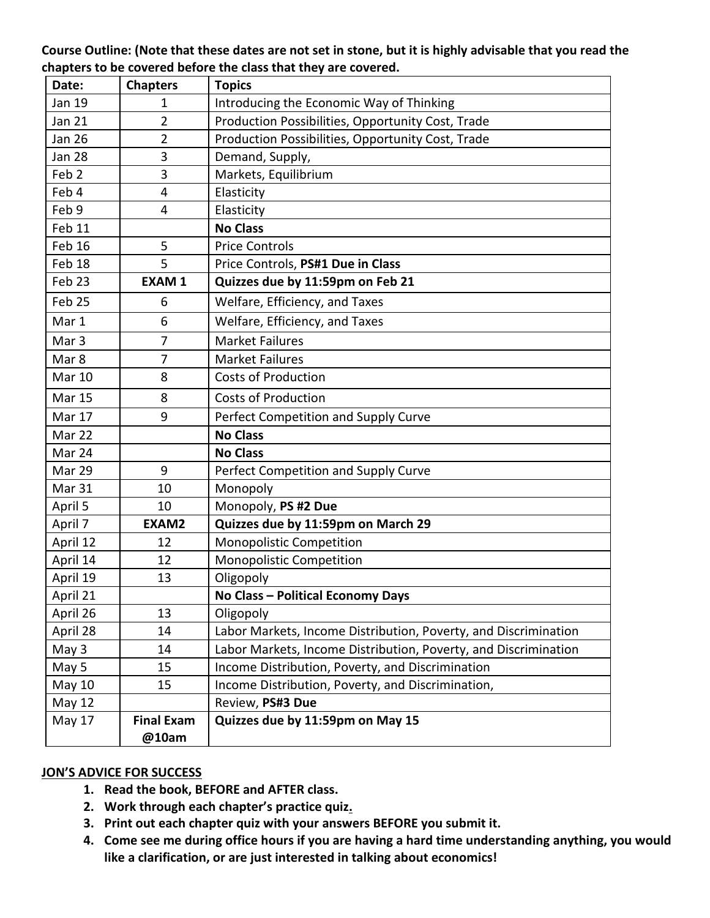**Course Outline: (Note that these dates are not set in stone, but it is highly advisable that you read the chapters to be covered before the class that they are covered.**

| Date: | Chapters | Topics |
|---|---|---|
| Jan 19 | 1 | Introducing the Economic Way of Thinking |
| Jan 21 | 2 | Production Possibilities, Opportunity Cost, Trade |
| Jan 26 | 2 | Production Possibilities, Opportunity Cost, Trade |
| Jan 28 | 3 | Demand, Supply, |
| Feb 2 | 3 | Markets, Equilibrium |
| Feb 4 | 4 | Elasticity |
| Feb 9 | 4 | Elasticity |
| Feb 11 | | **No Class** |
| Feb 16 | 5 | Price Controls |
| Feb 18 | 5 | Price Controls, **PS#1 Due in Class** |
| Feb 23 | **EXAM 1** | **Quizzes due by 11:59pm on Feb 21** |
| Feb 25 | 6 | Welfare, Efficiency, and Taxes |
| Mar 1 | 6 | Welfare, Efficiency, and Taxes |
| Mar 3 | 7 | Market Failures |
| Mar 8 | 7 | Market Failures |
| Mar 10 | 8 | Costs of Production |
| Mar 15 | 8 | Costs of Production |
| Mar 17 | 9 | Perfect Competition and Supply Curve |
| Mar 22 | | **No Class** |
| Mar 24 | | **No Class** |
| Mar 29 | 9 | Perfect Competition and Supply Curve |
| Mar 31 | 10 | Monopoly |
| April 5 | 10 | Monopoly, **PS #2 Due** |
| April 7 | **EXAM2** | **Quizzes due by 11:59pm on March 29** |
| April 12 | 12 | Monopolistic Competition |
| April 14 | 12 | Monopolistic Competition |
| April 19 | 13 | Oligopoly |
| April 21 | | **No Class – Political Economy Days** |
| April 26 | 13 | Oligopoly |
| April 28 | 14 | Labor Markets, Income Distribution, Poverty, and Discrimination |
| May 3 | 14 | Labor Markets, Income Distribution, Poverty, and Discrimination |
| May 5 | 15 | Income Distribution, Poverty, and Discrimination |
| May 10 | 15 | Income Distribution, Poverty, and Discrimination, |
| May 12 | | Review, **PS#3 Due** |
| May 17 | **Final Exam @10am** | **Quizzes due by 11:59pm on May 15** |

**JON'S ADVICE FOR SUCCESS**

1. **Read the book, BEFORE and AFTER class.**
2. **Work through each chapter's practice quiz.**
3. **Print out each chapter quiz with your answers BEFORE you submit it.**
4. **Come see me during office hours if you are having a hard time understanding anything, you would like a clarification, or are just interested in talking about economics!**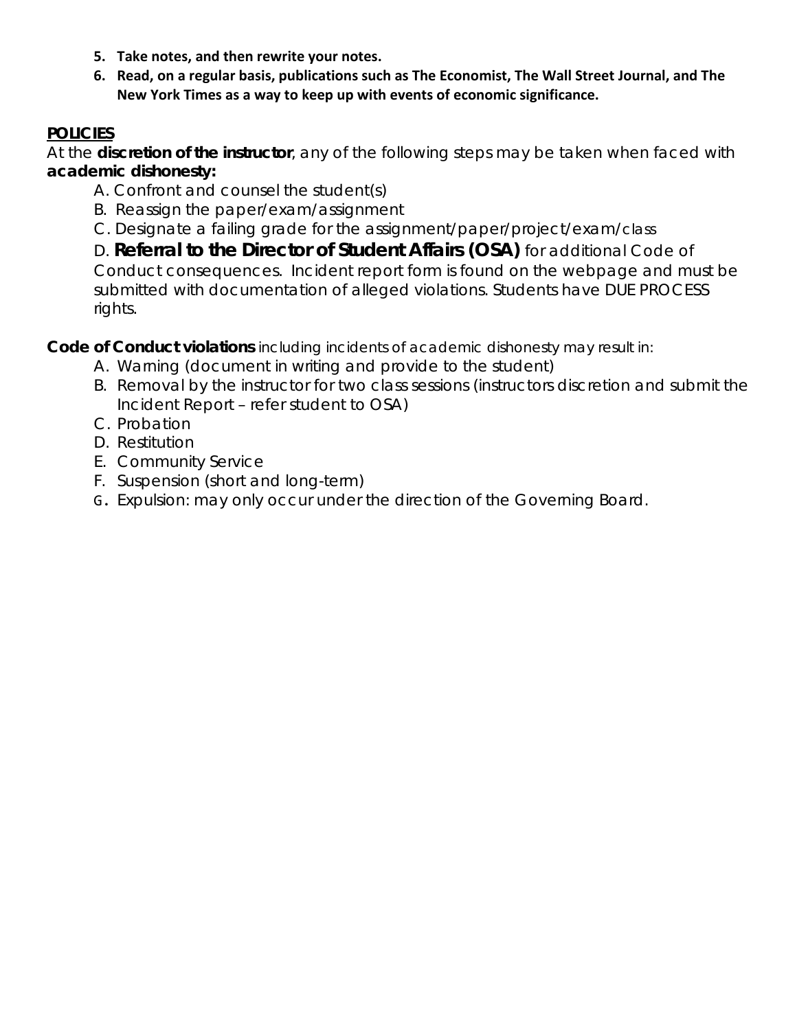5. **Take notes, and then rewrite your notes.**
6. **Read, on a regular basis, publications such as The Economist, The Wall Street Journal, and The New York Times as a way to keep up with events of economic significance.**

## POLICIES

At the **discretion of the instructor**, any of the following steps may be taken when faced with **academic dishonesty:**

A. Confront and counsel the student(s)

B. Reassign the paper/exam/assignment

C. Designate a failing grade for the assignment/paper/project/exam/class

D. **Referral to the Director of Student Affairs (OSA)** for additional Code of Conduct consequences. Incident report form is found on the webpage and must be submitted with documentation of alleged violations. Students have DUE PROCESS rights.

**Code of Conduct violations** including incidents of academic dishonesty may result in:

A. Warning (document in writing and provide to the student)

B. Removal by the instructor for two class sessions (instructors discretion and submit the Incident Report – refer student to OSA)

C. Probation

D. Restitution

E. Community Service

F. Suspension (short and long-term)

G. Expulsion: may only occur under the direction of the Governing Board.